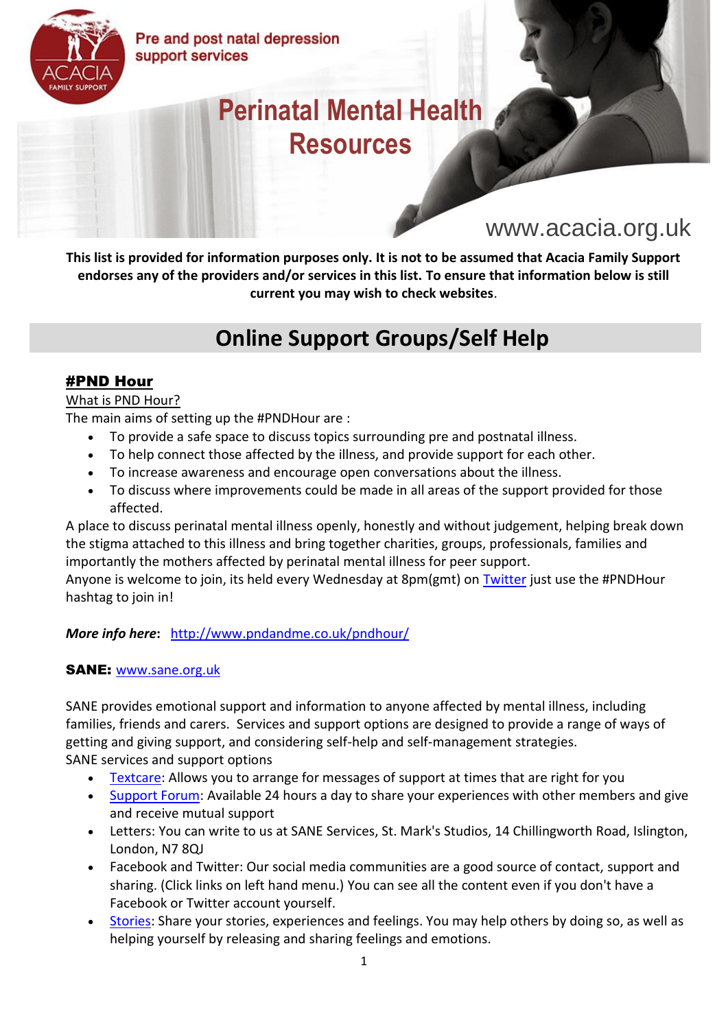Pre and post natal depression support services

# Perinatal Mental Health Resources

www.acacia.org.uk

**This list is provided for information purposes only. It is not to be assumed that Acacia Family Support endorses any of the providers and/or services in this list. To ensure that information below is still current you may wish to check websites.**

## Online Support Groups/Self Help

### #PND Hour

What is PND Hour?

The main aims of setting up the #PNDHour are :

- To provide a safe space to discuss topics surrounding pre and postnatal illness.
- To help connect those affected by the illness, and provide support for each other.
- To increase awareness and encourage open conversations about the illness.
- To discuss where improvements could be made in all areas of the support provided for those affected.

A place to discuss perinatal mental illness openly, honestly and without judgement, helping break down the stigma attached to this illness and bring together charities, groups, professionals, families and importantly the mothers affected by perinatal mental illness for peer support.

Anyone is welcome to join, its held every Wednesday at 8pm(gmt) on Twitter just use the #PNDHour hashtag to join in!

***More info here***: http://www.pndandme.co.uk/pndhour/

**SANE:** www.sane.org.uk

SANE provides emotional support and information to anyone affected by mental illness, including families, friends and carers. Services and support options are designed to provide a range of ways of getting and giving support, and considering self-help and self-management strategies.

SANE services and support options

- Textcare: Allows you to arrange for messages of support at times that are right for you
- Support Forum: Available 24 hours a day to share your experiences with other members and give and receive mutual support
- Letters: You can write to us at SANE Services, St. Mark's Studios, 14 Chillingworth Road, Islington, London, N7 8QJ
- Facebook and Twitter: Our social media communities are a good source of contact, support and sharing. (Click links on left hand menu.) You can see all the content even if you don't have a Facebook or Twitter account yourself.
- Stories: Share your stories, experiences and feelings. You may help others by doing so, as well as helping yourself by releasing and sharing feelings and emotions.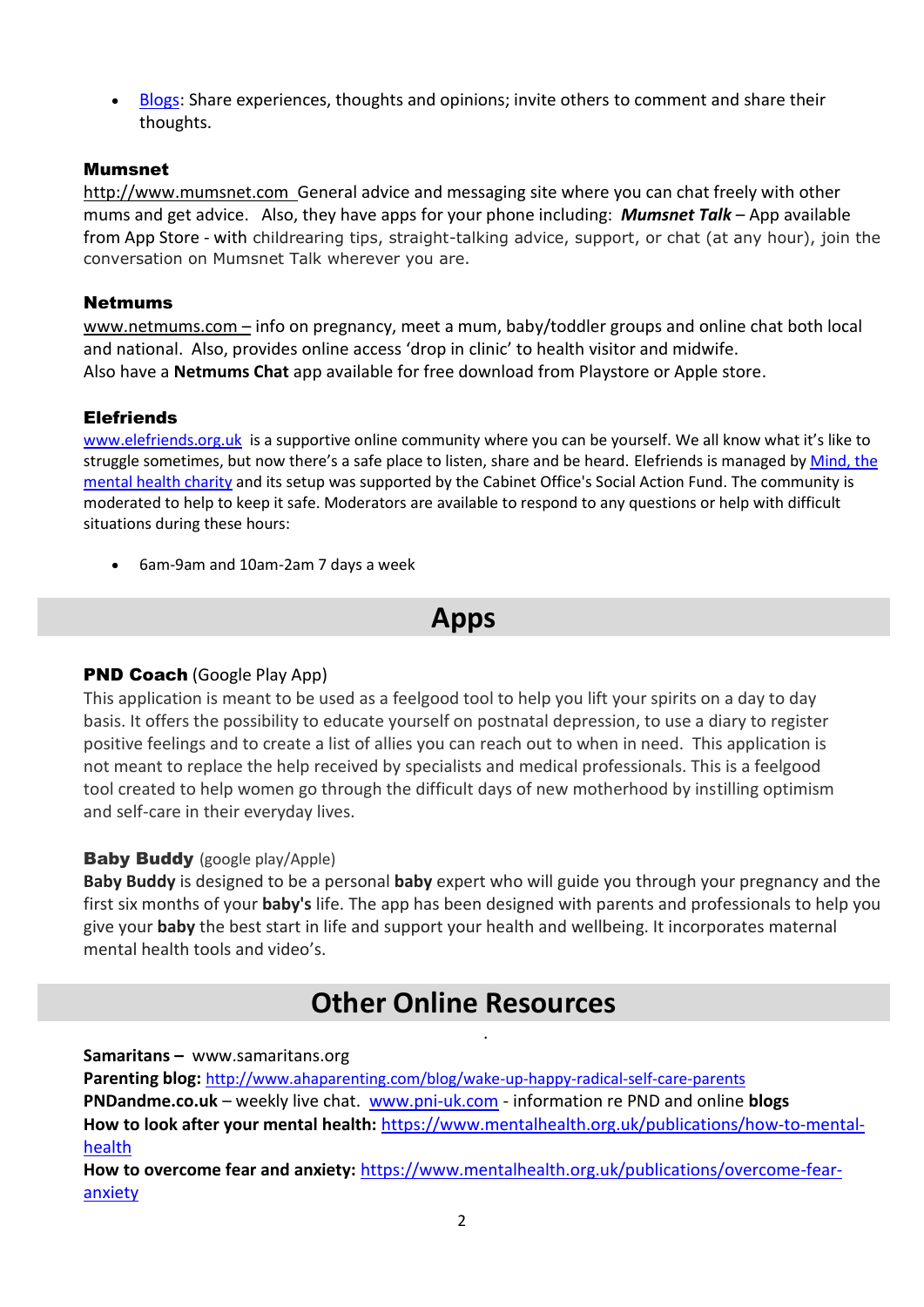- Blogs: Share experiences, thoughts and opinions; invite others to comment and share their thoughts.

### Mumsnet

http://www.mumsnet.com General advice and messaging site where you can chat freely with other mums and get advice. Also, they have apps for your phone including: ***Mumsnet Talk*** – App available from App Store - with childrearing tips, straight-talking advice, support, or chat (at any hour), join the conversation on Mumsnet Talk wherever you are.

### Netmums

www.netmums.com – info on pregnancy, meet a mum, baby/toddler groups and online chat both local and national. Also, provides online access 'drop in clinic' to health visitor and midwife.
Also have a **Netmums Chat** app available for free download from Playstore or Apple store.

### Elefriends

www.elefriends.org.uk is a supportive online community where you can be yourself. We all know what it's like to struggle sometimes, but now there's a safe place to listen, share and be heard. Elefriends is managed by Mind, the mental health charity and its setup was supported by the Cabinet Office's Social Action Fund. The community is moderated to help to keep it safe. Moderators are available to respond to any questions or help with difficult situations during these hours:

- 6am-9am and 10am-2am 7 days a week

## Apps

**PND Coach** (Google Play App)
This application is meant to be used as a feelgood tool to help you lift your spirits on a day to day basis. It offers the possibility to educate yourself on postnatal depression, to use a diary to register positive feelings and to create a list of allies you can reach out to when in need. This application is not meant to replace the help received by specialists and medical professionals. This is a feelgood tool created to help women go through the difficult days of new motherhood by instilling optimism and self-care in their everyday lives.

**Baby Buddy** (google play/Apple)
**Baby Buddy** is designed to be a personal **baby** expert who will guide you through your pregnancy and the first six months of your **baby's** life. The app has been designed with parents and professionals to help you give your **baby** the best start in life and support your health and wellbeing. It incorporates maternal mental health tools and video's.

## Other Online Resources

**Samaritans –** www.samaritans.org
**Parenting blog:** http://www.ahaparenting.com/blog/wake-up-happy-radical-self-care-parents
**PNDandme.co.uk** – weekly live chat. www.pni-uk.com - information re PND and online **blogs**
**How to look after your mental health:** https://www.mentalhealth.org.uk/publications/how-to-mental-health
**How to overcome fear and anxiety:** https://www.mentalhealth.org.uk/publications/overcome-fear-anxiety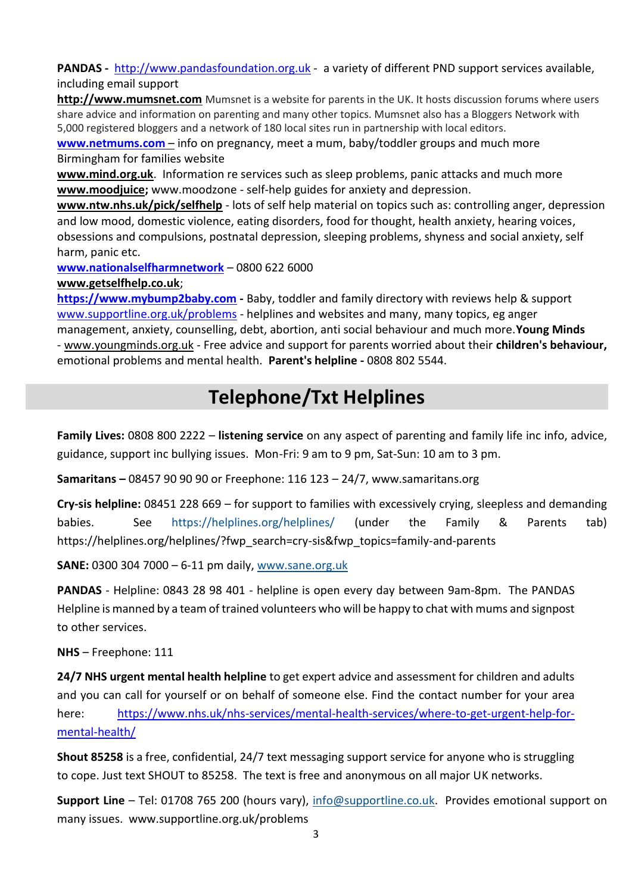**PANDAS -** http://www.pandasfoundation.org.uk - a variety of different PND support services available, including email support

**http://www.mumsnet.com** Mumsnet is a website for parents in the UK. It hosts discussion forums where users share advice and information on parenting and many other topics. Mumsnet also has a Bloggers Network with 5,000 registered bloggers and a network of 180 local sites run in partnership with local editors.

**www.netmums.com** – info on pregnancy, meet a mum, baby/toddler groups and much more Birmingham for families website

**www.mind.org.uk**. Information re services such as sleep problems, panic attacks and much more

**www.moodjuice;** www.moodzone - self-help guides for anxiety and depression.

**www.ntw.nhs.uk/pick/selfhelp** - lots of self help material on topics such as: controlling anger, depression and low mood, domestic violence, eating disorders, food for thought, health anxiety, hearing voices, obsessions and compulsions, postnatal depression, sleeping problems, shyness and social anxiety, self harm, panic etc.

**www.nationalselfharmnetwork** – 0800 622 6000

**www.getselfhelp.co.uk**;

**https://www.mybump2baby.com -** Baby, toddler and family directory with reviews help & support

www.supportline.org.uk/problems - helplines and websites and many, many topics, eg anger management, anxiety, counselling, debt, abortion, anti social behaviour and much more. **Young Minds** - www.youngminds.org.uk - Free advice and support for parents worried about their **children's behaviour,** emotional problems and mental health. **Parent's helpline -** 0808 802 5544.

## Telephone/Txt Helplines

**Family Lives:** 0808 800 2222 – **listening service** on any aspect of parenting and family life inc info, advice, guidance, support inc bullying issues. Mon-Fri: 9 am to 9 pm, Sat-Sun: 10 am to 3 pm.

**Samaritans –** 08457 90 90 90 or Freephone: 116 123 – 24/7, www.samaritans.org

**Cry-sis helpline:** 08451 228 669 – for support to families with excessively crying, sleepless and demanding babies. See https://helplines.org/helplines/ (under the Family & Parents tab) https://helplines.org/helplines/?fwp_search=cry-sis&fwp_topics=family-and-parents

**SANE:** 0300 304 7000 – 6-11 pm daily, www.sane.org.uk

**PANDAS** - Helpline: 0843 28 98 401 - helpline is open every day between 9am-8pm. The PANDAS Helpline is manned by a team of trained volunteers who will be happy to chat with mums and signpost to other services.

**NHS** – Freephone: 111

**24/7 NHS urgent mental health helpline** to get expert advice and assessment for children and adults and you can call for yourself or on behalf of someone else. Find the contact number for your area here: https://www.nhs.uk/nhs-services/mental-health-services/where-to-get-urgent-help-for-mental-health/

**Shout 85258** is a free, confidential, 24/7 text messaging support service for anyone who is struggling to cope. Just text SHOUT to 85258. The text is free and anonymous on all major UK networks.

**Support Line** – Tel: 01708 765 200 (hours vary), info@supportline.co.uk. Provides emotional support on many issues. www.supportline.org.uk/problems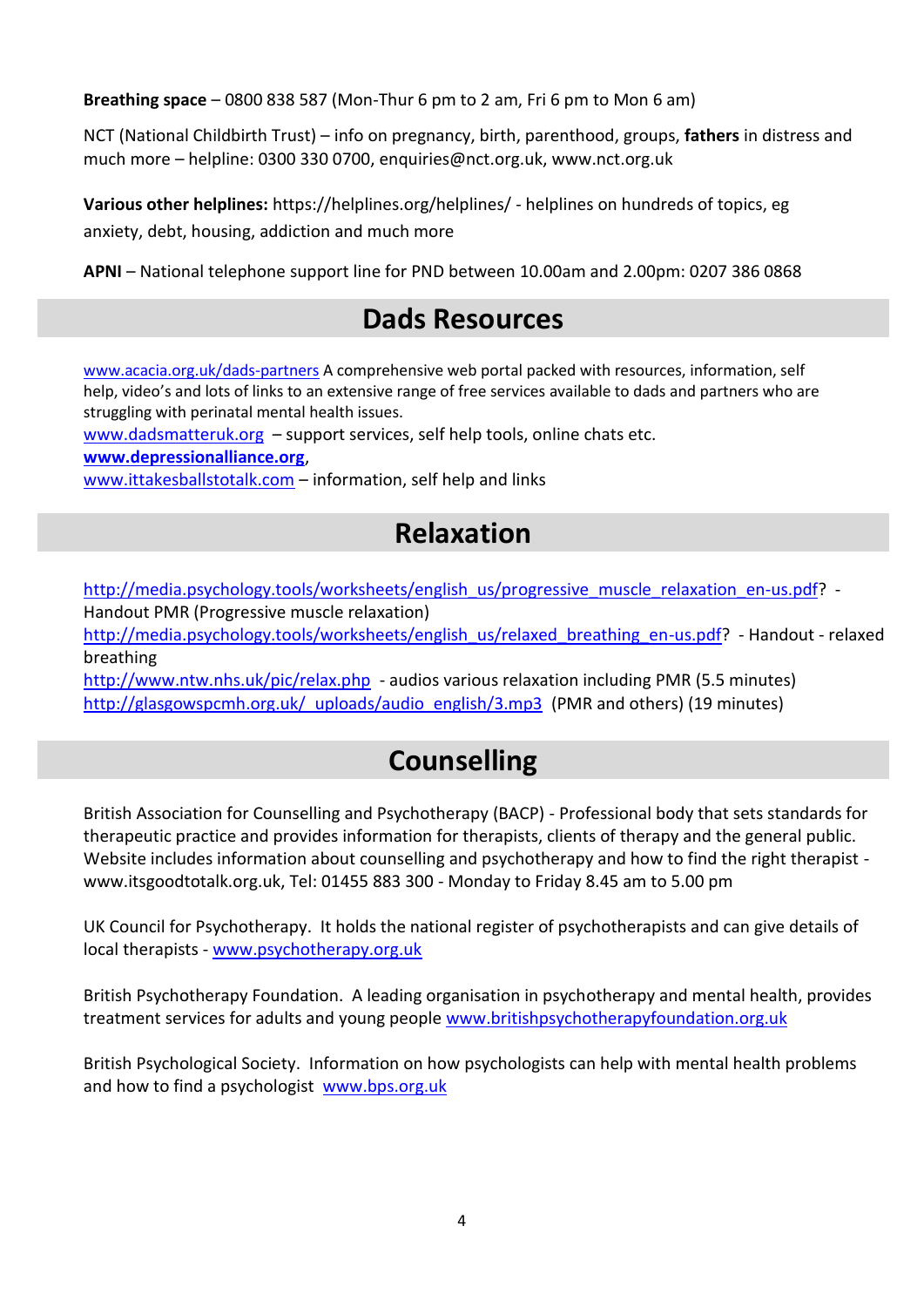**Breathing space** – 0800 838 587 (Mon-Thur 6 pm to 2 am, Fri 6 pm to Mon 6 am)

NCT (National Childbirth Trust) – info on pregnancy, birth, parenthood, groups, **fathers** in distress and much more – helpline: 0300 330 0700, enquiries@nct.org.uk, www.nct.org.uk

**Various other helplines:** https://helplines.org/helplines/ - helplines on hundreds of topics, eg anxiety, debt, housing, addiction and much more

**APNI** – National telephone support line for PND between 10.00am and 2.00pm: 0207 386 0868

## Dads Resources

www.acacia.org.uk/dads-partners A comprehensive web portal packed with resources, information, self help, video's and lots of links to an extensive range of free services available to dads and partners who are struggling with perinatal mental health issues.
www.dadsmatteruk.org – support services, self help tools, online chats etc.
**www.depressionalliance.org**,
www.ittakesballstotalk.com – information, self help and links

## Relaxation

http://media.psychology.tools/worksheets/english_us/progressive_muscle_relaxation_en-us.pdf? - Handout PMR (Progressive muscle relaxation)
http://media.psychology.tools/worksheets/english_us/relaxed_breathing_en-us.pdf? - Handout - relaxed breathing
http://www.ntw.nhs.uk/pic/relax.php - audios various relaxation including PMR (5.5 minutes)
http://glasgowspcmh.org.uk/_uploads/audio_english/3.mp3 (PMR and others) (19 minutes)

## Counselling

British Association for Counselling and Psychotherapy (BACP) - Professional body that sets standards for therapeutic practice and provides information for therapists, clients of therapy and the general public. Website includes information about counselling and psychotherapy and how to find the right therapist - www.itsgoodtotalk.org.uk, Tel: 01455 883 300 - Monday to Friday 8.45 am to 5.00 pm

UK Council for Psychotherapy. It holds the national register of psychotherapists and can give details of local therapists - www.psychotherapy.org.uk

British Psychotherapy Foundation. A leading organisation in psychotherapy and mental health, provides treatment services for adults and young people www.britishpsychotherapyfoundation.org.uk

British Psychological Society. Information on how psychologists can help with mental health problems and how to find a psychologist www.bps.org.uk